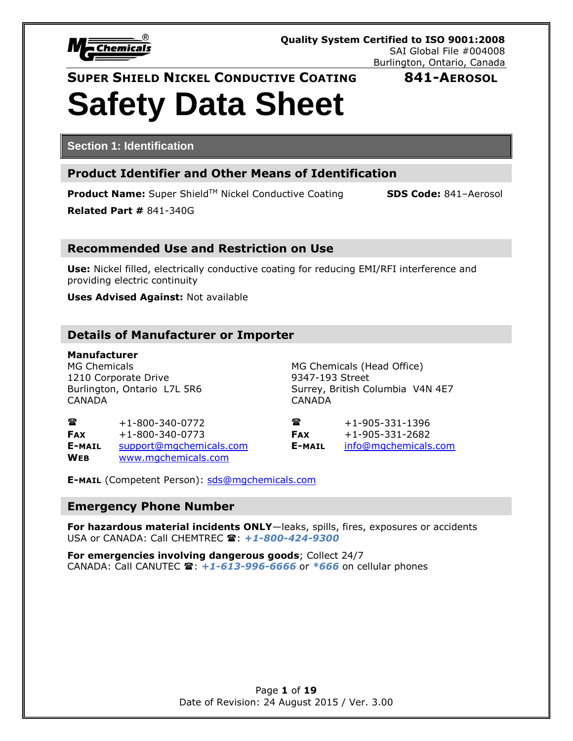**Quality System Certified to ISO 9001:2008**
SAI Global File #004008
Burlington, Ontario, Canada

**SUPER SHIELD NICKEL CONDUCTIVE COATING** **841-AEROSOL**

# Safety Data Sheet

## Section 1: Identification

### Product Identifier and Other Means of Identification

**Product Name:** Super Shield™ Nickel Conductive Coating **SDS Code:** 841–Aerosol

**Related Part #** 841-340G

### Recommended Use and Restriction on Use

**Use:** Nickel filled, electrically conductive coating for reducing EMI/RFI interference and providing electric continuity

**Uses Advised Against:** Not available

### Details of Manufacturer or Importer

**Manufacturer**
MG Chemicals
1210 Corporate Drive
Burlington, Ontario L7L 5R6
CANADA

☎ +1-800-340-0772
**FAX** +1-800-340-0773
**E-MAIL** support@mgchemicals.com
**WEB** www.mgchemicals.com

MG Chemicals (Head Office)
9347-193 Street
Surrey, British Columbia V4N 4E7
CANADA

☎ +1-905-331-1396
**FAX** +1-905-331-2682
**E-MAIL** info@mgchemicals.com

**E-MAIL** (Competent Person): sds@mgchemicals.com

### Emergency Phone Number

**For hazardous material incidents ONLY**—leaks, spills, fires, exposures or accidents
USA or CANADA: Call CHEMTREC ☎: ***+1-800-424-9300***

**For emergencies involving dangerous goods**; Collect 24/7
CANADA: Call CANUTEC ☎: ***+1-613-996-6666*** or ***\*666*** on cellular phones

Date of Revision: 24 August 2015 / Ver. 3.00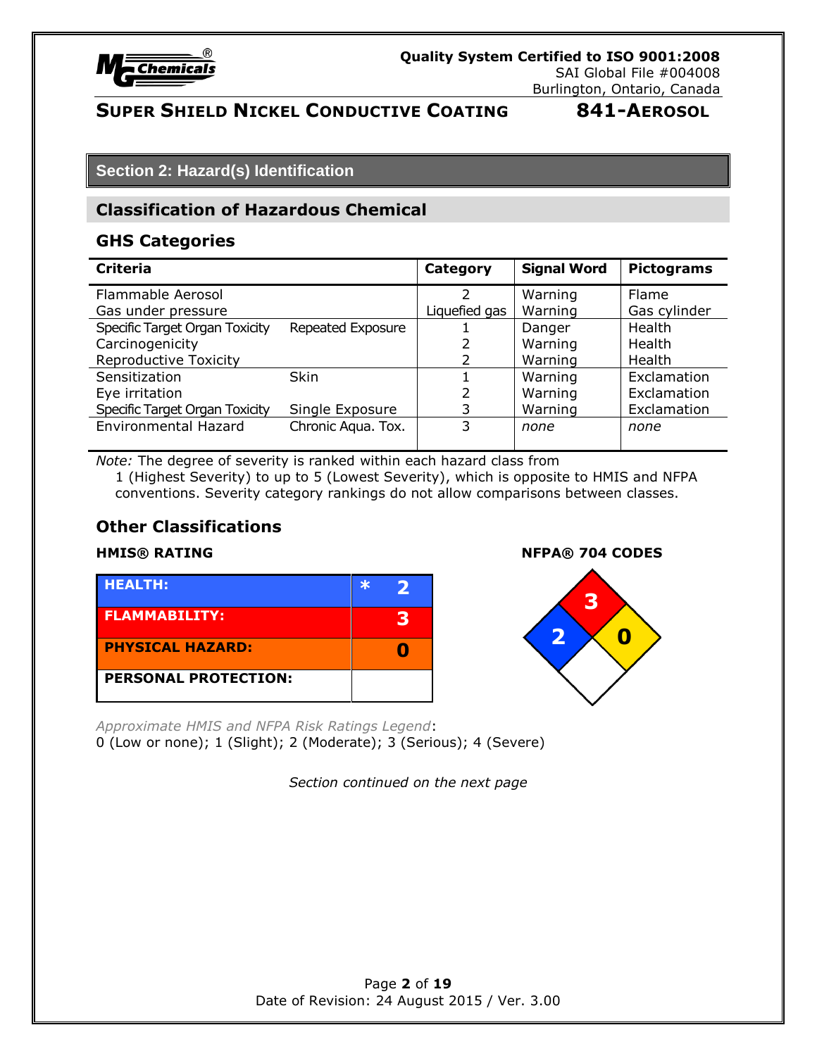## Section 2: Hazard(s) Identification

### Classification of Hazardous Chemical

### GHS Categories

| Criteria | | Category | Signal Word | Pictograms |
|---|---|---|---|---|
| Flammable Aerosol | | 2 | Warning | Flame |
| Gas under pressure | | Liquefied gas | Warning | Gas cylinder |
| Specific Target Organ Toxicity | Repeated Exposure | 1 | Danger | Health |
| Carcinogenicity | | 2 | Warning | Health |
| Reproductive Toxicity | | 2 | Warning | Health |
| Sensitization | Skin | 1 | Warning | Exclamation |
| Eye irritation | | 2 | Warning | Exclamation |
| Specific Target Organ Toxicity | Single Exposure | 3 | Warning | Exclamation |
| Environmental Hazard | Chronic Aqua. Tox. | 3 | *none* | *none* |

*Note:* The degree of severity is ranked within each hazard class from 1 (Highest Severity) to up to 5 (Lowest Severity), which is opposite to HMIS and NFPA conventions. Severity category rankings do not allow comparisons between classes.

### Other Classifications

**HMIS® RATING**

| HMIS® RATING | |
|---|---|
| HEALTH: | * 2 |
| FLAMMABILITY: | 3 |
| PHYSICAL HAZARD: | 0 |
| PERSONAL PROTECTION: | |

**NFPA® 704 CODES**

| Health | Flammability | Instability | Special |
|---|---|---|---|
| 2 | 3 | 0 | |

*Approximate HMIS and NFPA Risk Ratings Legend*:
0 (Low or none); 1 (Slight); 2 (Moderate); 3 (Serious); 4 (Severe)

*Section continued on the next page*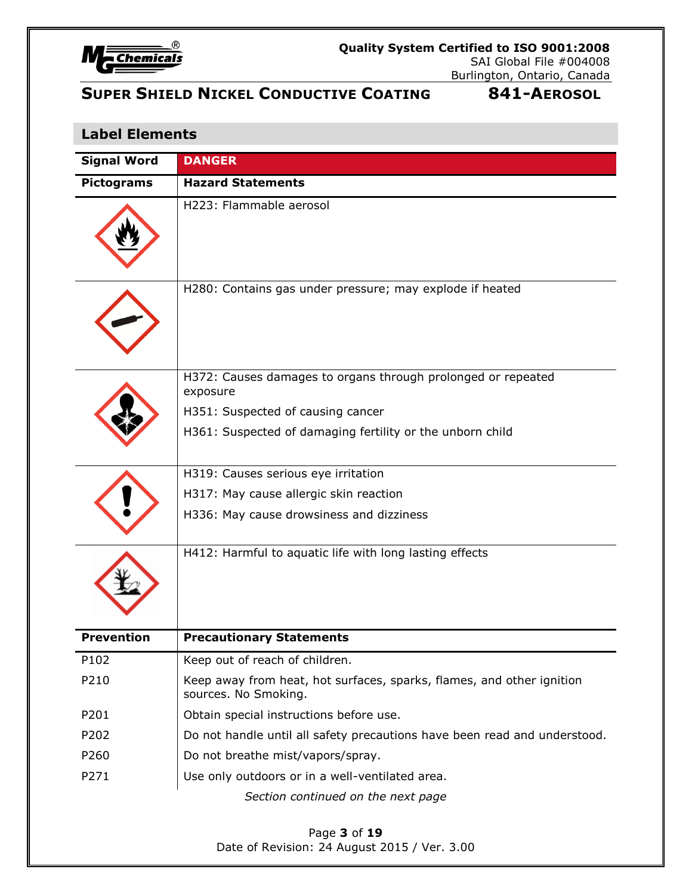## Label Elements

| Signal Word | DANGER |
|---|---|
| **Pictograms** | **Hazard Statements** |
| | H223: Flammable aerosol |
| | H280: Contains gas under pressure; may explode if heated |
| | H372: Causes damages to organs through prolonged or repeated exposure<br>H351: Suspected of causing cancer<br>H361: Suspected of damaging fertility or the unborn child |
| | H319: Causes serious eye irritation<br>H317: May cause allergic skin reaction<br>H336: May cause drowsiness and dizziness |
| | H412: Harmful to aquatic life with long lasting effects |

| Prevention | Precautionary Statements |
|---|---|
| P102 | Keep out of reach of children. |
| P210 | Keep away from heat, hot surfaces, sparks, flames, and other ignition sources. No Smoking. |
| P201 | Obtain special instructions before use. |
| P202 | Do not handle until all safety precautions have been read and understood. |
| P260 | Do not breathe mist/vapors/spray. |
| P271 | Use only outdoors or in a well-ventilated area. |

*Section continued on the next page*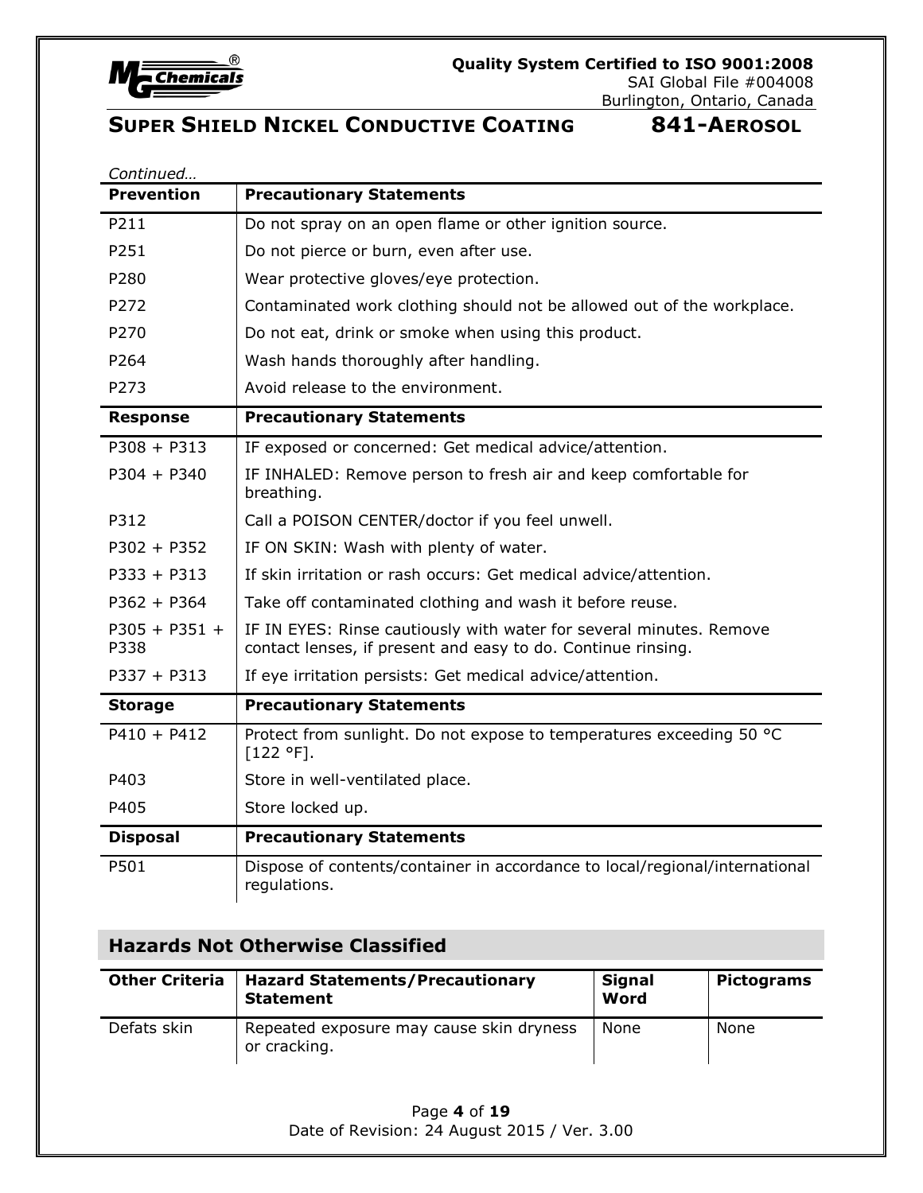*Continued…*

| Prevention | Precautionary Statements |
|---|---|
| P211 | Do not spray on an open flame or other ignition source. |
| P251 | Do not pierce or burn, even after use. |
| P280 | Wear protective gloves/eye protection. |
| P272 | Contaminated work clothing should not be allowed out of the workplace. |
| P270 | Do not eat, drink or smoke when using this product. |
| P264 | Wash hands thoroughly after handling. |
| P273 | Avoid release to the environment. |
| **Response** | **Precautionary Statements** |
| P308 + P313 | IF exposed or concerned: Get medical advice/attention. |
| P304 + P340 | IF INHALED: Remove person to fresh air and keep comfortable for breathing. |
| P312 | Call a POISON CENTER/doctor if you feel unwell. |
| P302 + P352 | IF ON SKIN: Wash with plenty of water. |
| P333 + P313 | If skin irritation or rash occurs: Get medical advice/attention. |
| P362 + P364 | Take off contaminated clothing and wash it before reuse. |
| P305 + P351 + P338 | IF IN EYES: Rinse cautiously with water for several minutes. Remove contact lenses, if present and easy to do. Continue rinsing. |
| P337 + P313 | If eye irritation persists: Get medical advice/attention. |
| **Storage** | **Precautionary Statements** |
| P410 + P412 | Protect from sunlight. Do not expose to temperatures exceeding 50 °C [122 °F]. |
| P403 | Store in well-ventilated place. |
| P405 | Store locked up. |
| **Disposal** | **Precautionary Statements** |
| P501 | Dispose of contents/container in accordance to local/regional/international regulations. |

## Hazards Not Otherwise Classified

| Other Criteria | Hazard Statements/Precautionary Statement | Signal Word | Pictograms |
|---|---|---|---|
| Defats skin | Repeated exposure may cause skin dryness or cracking. | None | None |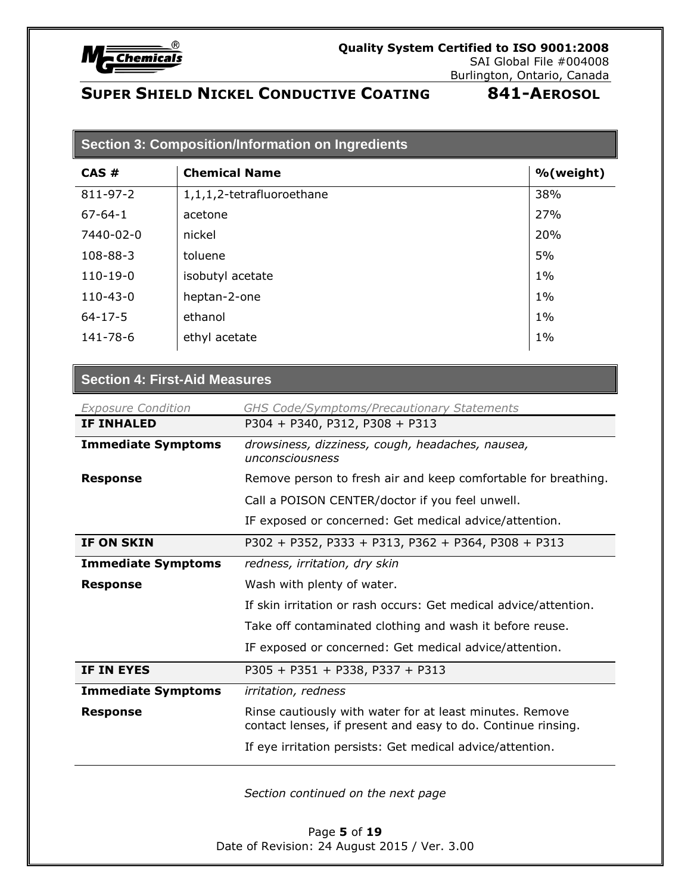## Section 3: Composition/Information on Ingredients

| CAS # | Chemical Name | %(weight) |
|---|---|---|
| 811-97-2 | 1,1,1,2-tetrafluoroethane | 38% |
| 67-64-1 | acetone | 27% |
| 7440-02-0 | nickel | 20% |
| 108-88-3 | toluene | 5% |
| 110-19-0 | isobutyl acetate | 1% |
| 110-43-0 | heptan-2-one | 1% |
| 64-17-5 | ethanol | 1% |
| 141-78-6 | ethyl acetate | 1% |

## Section 4: First-Aid Measures

| *Exposure Condition* | *GHS Code/Symptoms/Precautionary Statements* |
|---|---|
| **IF INHALED** | P304 + P340, P312, P308 + P313 |
| **Immediate Symptoms** | *drowsiness, dizziness, cough, headaches, nausea, unconsciousness* |
| **Response** | Remove person to fresh air and keep comfortable for breathing. |
| | Call a POISON CENTER/doctor if you feel unwell. |
| | IF exposed or concerned: Get medical advice/attention. |
| **IF ON SKIN** | P302 + P352, P333 + P313, P362 + P364, P308 + P313 |
| **Immediate Symptoms** | *redness, irritation, dry skin* |
| **Response** | Wash with plenty of water. |
| | If skin irritation or rash occurs: Get medical advice/attention. |
| | Take off contaminated clothing and wash it before reuse. |
| | IF exposed or concerned: Get medical advice/attention. |
| **IF IN EYES** | P305 + P351 + P338, P337 + P313 |
| **Immediate Symptoms** | *irritation, redness* |
| **Response** | Rinse cautiously with water for at least minutes. Remove contact lenses, if present and easy to do. Continue rinsing. |
| | If eye irritation persists: Get medical advice/attention. |

*Section continued on the next page*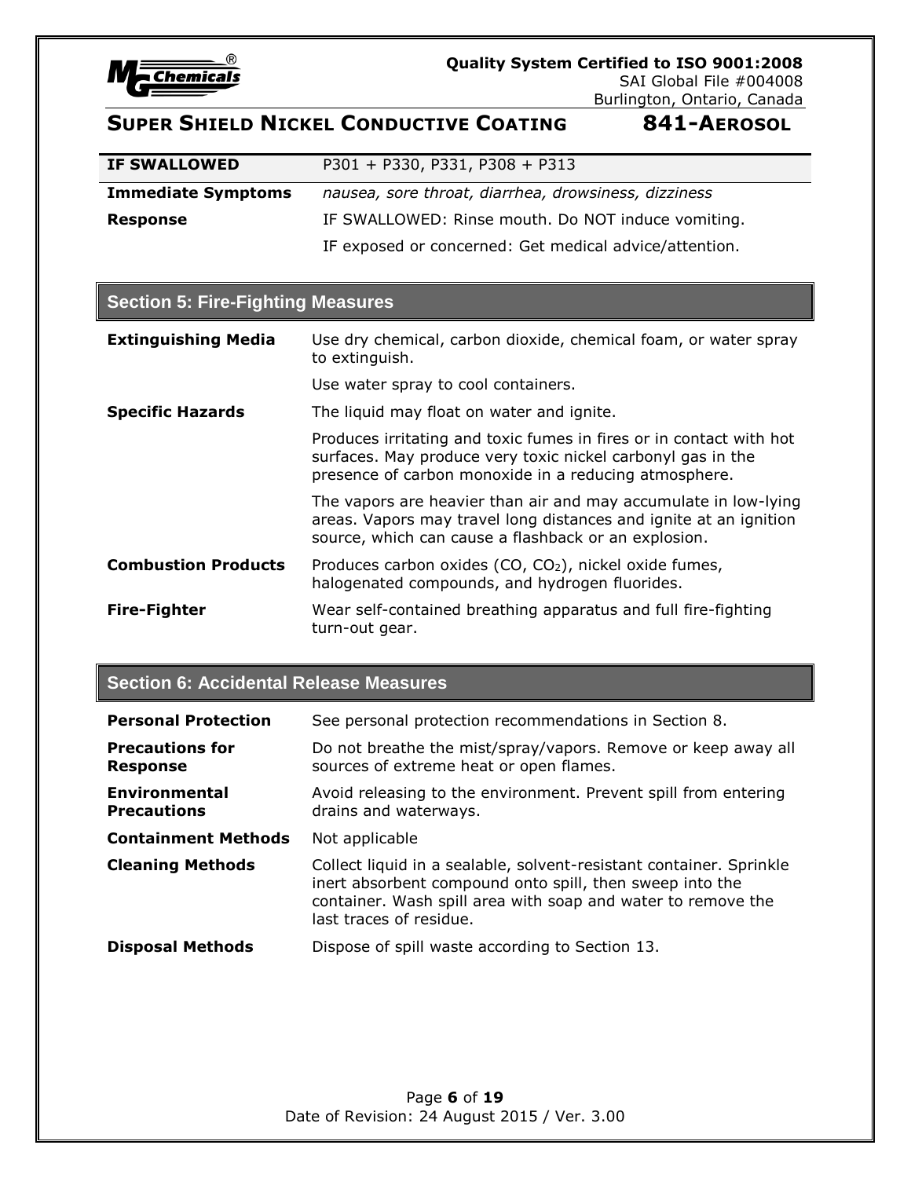| IF SWALLOWED | P301 + P330, P331, P308 + P313 |
|---|---|
| **Immediate Symptoms** | *nausea, sore throat, diarrhea, drowsiness, dizziness* |
| **Response** | IF SWALLOWED: Rinse mouth. Do NOT induce vomiting. |
| | IF exposed or concerned: Get medical advice/attention. |

## Section 5: Fire-Fighting Measures

| | |
|---|---|
| **Extinguishing Media** | Use dry chemical, carbon dioxide, chemical foam, or water spray to extinguish. |
| | Use water spray to cool containers. |
| **Specific Hazards** | The liquid may float on water and ignite. |
| | Produces irritating and toxic fumes in fires or in contact with hot surfaces. May produce very toxic nickel carbonyl gas in the presence of carbon monoxide in a reducing atmosphere. |
| | The vapors are heavier than air and may accumulate in low-lying areas. Vapors may travel long distances and ignite at an ignition source, which can cause a flashback or an explosion. |
| **Combustion Products** | Produces carbon oxides ($CO$, $CO_2$), nickel oxide fumes, halogenated compounds, and hydrogen fluorides. |
| **Fire-Fighter** | Wear self-contained breathing apparatus and full fire-fighting turn-out gear. |

## Section 6: Accidental Release Measures

| | |
|---|---|
| **Personal Protection** | See personal protection recommendations in Section 8. |
| **Precautions for Response** | Do not breathe the mist/spray/vapors. Remove or keep away all sources of extreme heat or open flames. |
| **Environmental Precautions** | Avoid releasing to the environment. Prevent spill from entering drains and waterways. |
| **Containment Methods** | Not applicable |
| **Cleaning Methods** | Collect liquid in a sealable, solvent-resistant container. Sprinkle inert absorbent compound onto spill, then sweep into the container. Wash spill area with soap and water to remove the last traces of residue. |
| **Disposal Methods** | Dispose of spill waste according to Section 13. |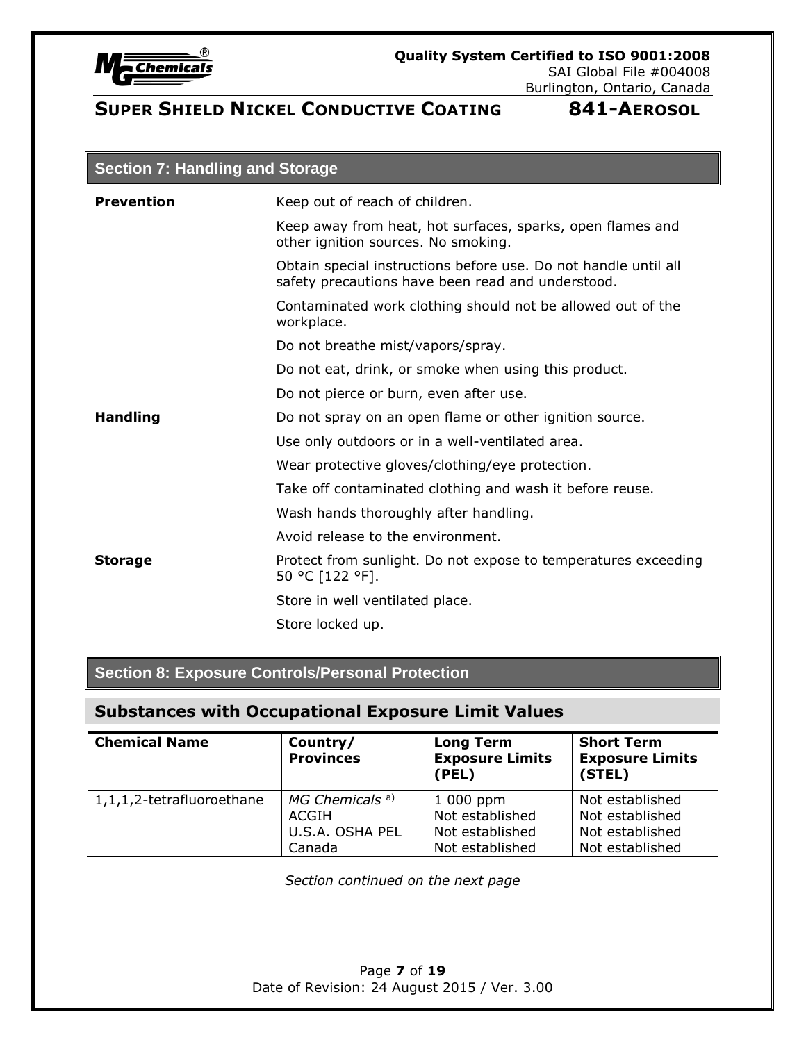## Section 7: Handling and Storage

**Prevention**

Keep out of reach of children.

Keep away from heat, hot surfaces, sparks, open flames and other ignition sources. No smoking.

Obtain special instructions before use. Do not handle until all safety precautions have been read and understood.

Contaminated work clothing should not be allowed out of the workplace.

Do not breathe mist/vapors/spray.

Do not eat, drink, or smoke when using this product.

Do not pierce or burn, even after use.

**Handling**

Do not spray on an open flame or other ignition source.

Use only outdoors or in a well-ventilated area.

Wear protective gloves/clothing/eye protection.

Take off contaminated clothing and wash it before reuse.

Wash hands thoroughly after handling.

Avoid release to the environment.

**Storage**

Protect from sunlight. Do not expose to temperatures exceeding 50 °C [122 °F].

Store in well ventilated place.

Store locked up.

## Section 8: Exposure Controls/Personal Protection

### Substances with Occupational Exposure Limit Values

| Chemical Name | Country/ Provinces | Long Term Exposure Limits (PEL) | Short Term Exposure Limits (STEL) |
|---|---|---|---|
| 1,1,1,2-tetrafluoroethane | *MG Chemicals* [a)]<br>ACGIH<br>U.S.A. OSHA PEL<br>Canada | 1 000 ppm<br>Not established<br>Not established<br>Not established | Not established<br>Not established<br>Not established<br>Not established |

*Section continued on the next page*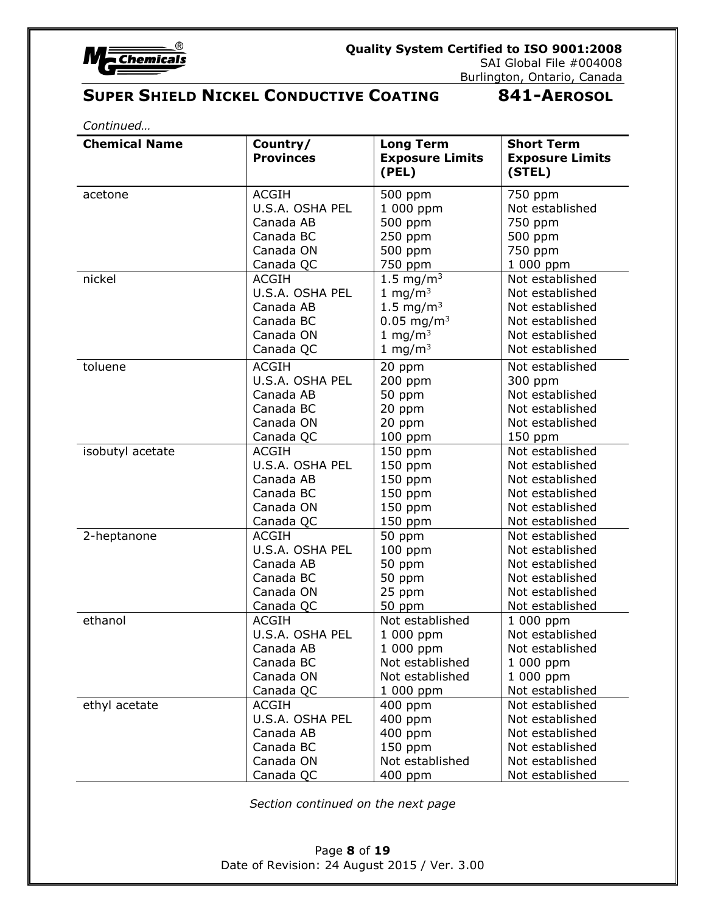*Continued…*

| Chemical Name | Country/ Provinces | Long Term Exposure Limits (PEL) | Short Term Exposure Limits (STEL) |
|---|---|---|---|
| acetone | ACGIH | 500 ppm | 750 ppm |
| | U.S.A. OSHA PEL | 1 000 ppm | Not established |
| | Canada AB | 500 ppm | 750 ppm |
| | Canada BC | 250 ppm | 500 ppm |
| | Canada ON | 500 ppm | 750 ppm |
| | Canada QC | 750 ppm | 1 000 ppm |
| nickel | ACGIH | 1.5 $mg/m^3$ | Not established |
| | U.S.A. OSHA PEL | 1 $mg/m^3$ | Not established |
| | Canada AB | 1.5 $mg/m^3$ | Not established |
| | Canada BC | 0.05 $mg/m^3$ | Not established |
| | Canada ON | 1 $mg/m^3$ | Not established |
| | Canada QC | 1 $mg/m^3$ | Not established |
| toluene | ACGIH | 20 ppm | Not established |
| | U.S.A. OSHA PEL | 200 ppm | 300 ppm |
| | Canada AB | 50 ppm | Not established |
| | Canada BC | 20 ppm | Not established |
| | Canada ON | 20 ppm | Not established |
| | Canada QC | 100 ppm | 150 ppm |
| isobutyl acetate | ACGIH | 150 ppm | Not established |
| | U.S.A. OSHA PEL | 150 ppm | Not established |
| | Canada AB | 150 ppm | Not established |
| | Canada BC | 150 ppm | Not established |
| | Canada ON | 150 ppm | Not established |
| | Canada QC | 150 ppm | Not established |
| 2-heptanone | ACGIH | 50 ppm | Not established |
| | U.S.A. OSHA PEL | 100 ppm | Not established |
| | Canada AB | 50 ppm | Not established |
| | Canada BC | 50 ppm | Not established |
| | Canada ON | 25 ppm | Not established |
| | Canada QC | 50 ppm | Not established |
| ethanol | ACGIH | Not established | 1 000 ppm |
| | U.S.A. OSHA PEL | 1 000 ppm | Not established |
| | Canada AB | 1 000 ppm | Not established |
| | Canada BC | Not established | 1 000 ppm |
| | Canada ON | Not established | 1 000 ppm |
| | Canada QC | 1 000 ppm | Not established |
| ethyl acetate | ACGIH | 400 ppm | Not established |
| | U.S.A. OSHA PEL | 400 ppm | Not established |
| | Canada AB | 400 ppm | Not established |
| | Canada BC | 150 ppm | Not established |
| | Canada ON | Not established | Not established |
| | Canada QC | 400 ppm | Not established |

*Section continued on the next page*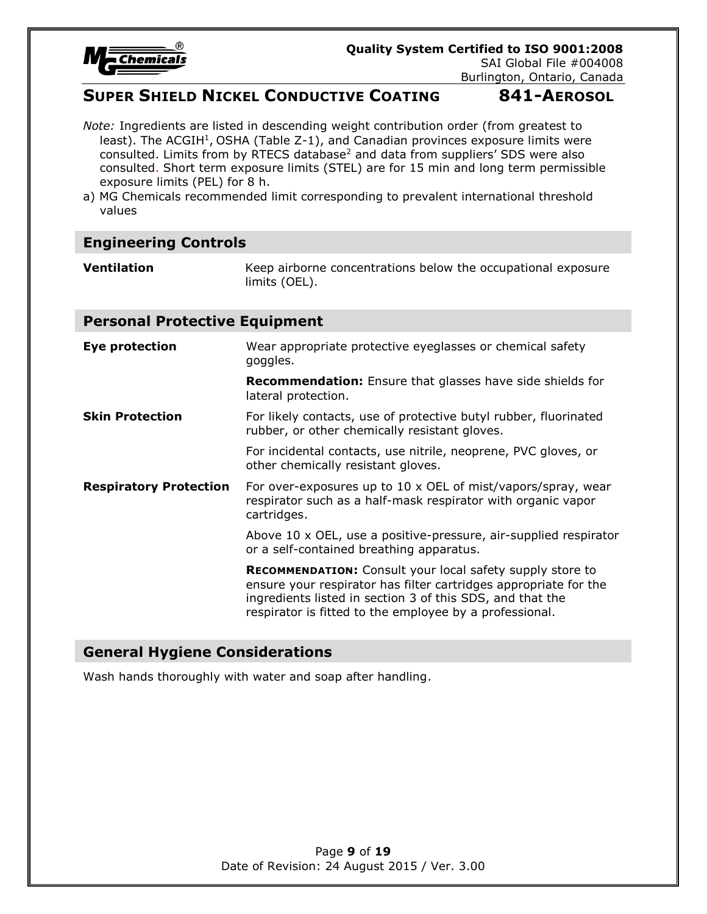*Note:* Ingredients are listed in descending weight contribution order (from greatest to least). The ACGIH[1], OSHA (Table Z-1), and Canadian provinces exposure limits were consulted. Limits from by RTECS database[2] and data from suppliers' SDS were also consulted. Short term exposure limits (STEL) are for 15 min and long term permissible exposure limits (PEL) for 8 h.

a) MG Chemicals recommended limit corresponding to prevalent international threshold values

## Engineering Controls

| | |
|---|---|
| **Ventilation** | Keep airborne concentrations below the occupational exposure limits (OEL). |

## Personal Protective Equipment

| | |
|---|---|
| **Eye protection** | Wear appropriate protective eyeglasses or chemical safety goggles. |
| | **Recommendation:** Ensure that glasses have side shields for lateral protection. |
| **Skin Protection** | For likely contacts, use of protective butyl rubber, fluorinated rubber, or other chemically resistant gloves. |
| | For incidental contacts, use nitrile, neoprene, PVC gloves, or other chemically resistant gloves. |
| **Respiratory Protection** | For over-exposures up to 10 x OEL of mist/vapors/spray, wear respirator such as a half-mask respirator with organic vapor cartridges. |
| | Above 10 x OEL, use a positive-pressure, air-supplied respirator or a self-contained breathing apparatus. |
| | **RECOMMENDATION:** Consult your local safety supply store to ensure your respirator has filter cartridges appropriate for the ingredients listed in section 3 of this SDS, and that the respirator is fitted to the employee by a professional. |

## General Hygiene Considerations

Wash hands thoroughly with water and soap after handling.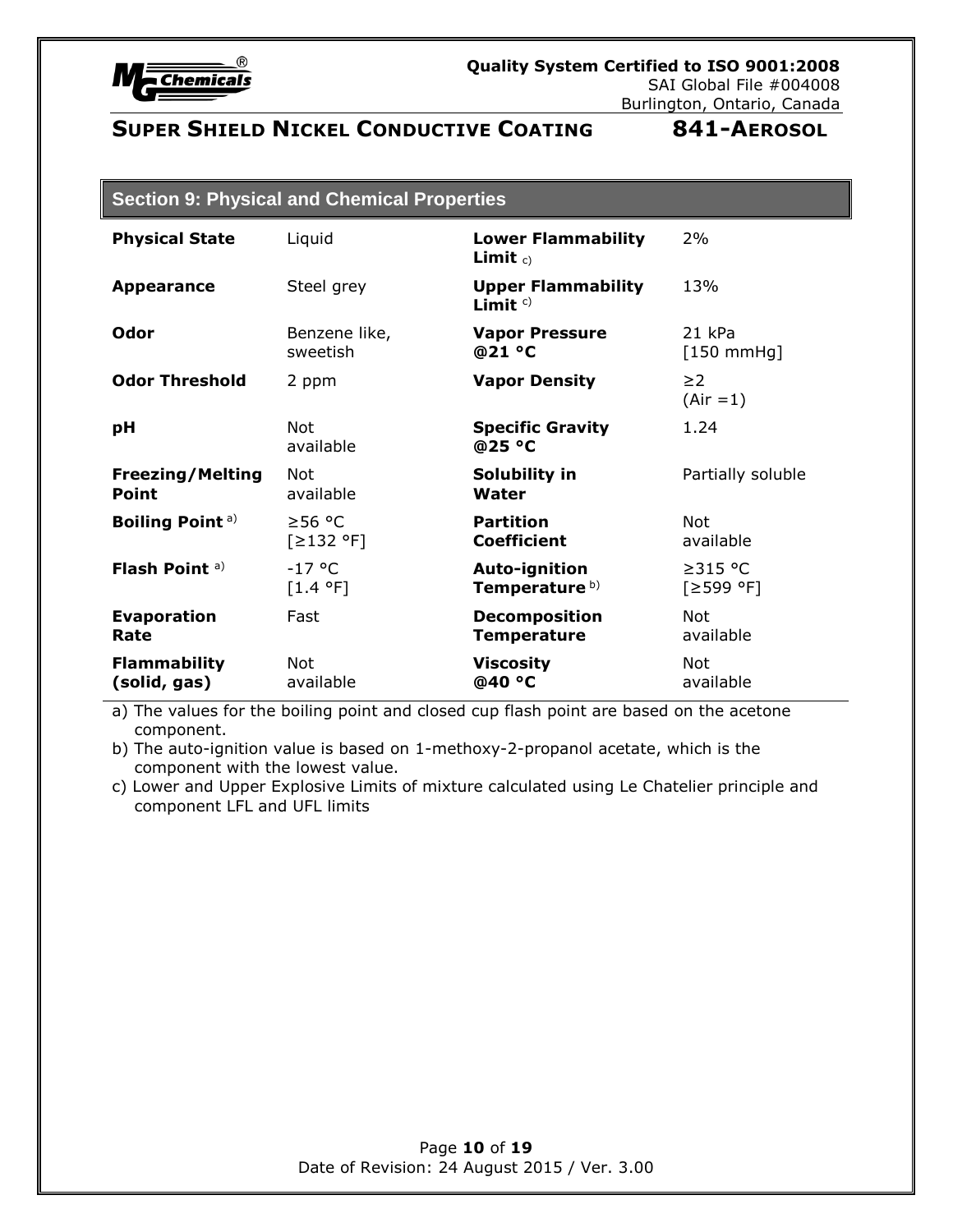## Section 9: Physical and Chemical Properties

| Property | Value | Property | Value |
|---|---|---|---|
| **Physical State** | Liquid | **Lower Flammability Limit** c) | 2% |
| **Appearance** | Steel grey | **Upper Flammability Limit** c) | 13% |
| **Odor** | Benzene like, sweetish | **Vapor Pressure @21 °C** | 21 kPa [150 mmHg] |
| **Odor Threshold** | 2 ppm | **Vapor Density** | ≥2 (Air =1) |
| **pH** | Not available | **Specific Gravity @25 °C** | 1.24 |
| **Freezing/Melting Point** | Not available | **Solubility in Water** | Partially soluble |
| **Boiling Point** a) | ≥56 °C [≥132 °F] | **Partition Coefficient** | Not available |
| **Flash Point** a) | -17 °C [1.4 °F] | **Auto-ignition Temperature** b) | ≥315 °C [≥599 °F] |
| **Evaporation Rate** | Fast | **Decomposition Temperature** | Not available |
| **Flammability (solid, gas)** | Not available | **Viscosity @40 °C** | Not available |

a) The values for the boiling point and closed cup flash point are based on the acetone component.

b) The auto-ignition value is based on 1-methoxy-2-propanol acetate, which is the component with the lowest value.

c) Lower and Upper Explosive Limits of mixture calculated using Le Chatelier principle and component LFL and UFL limits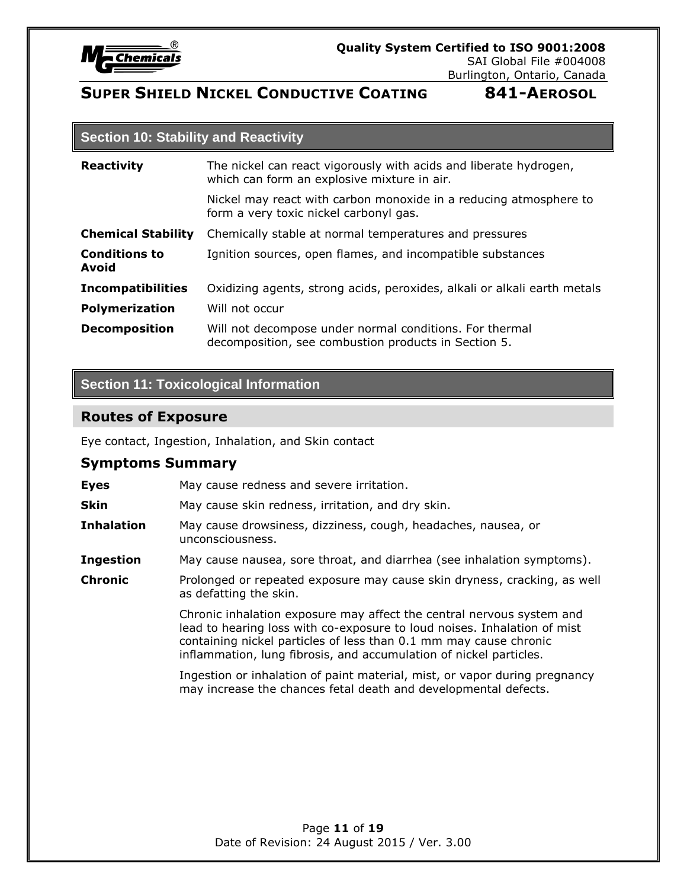## Section 10: Stability and Reactivity

| | |
|---|---|
| **Reactivity** | The nickel can react vigorously with acids and liberate hydrogen, which can form an explosive mixture in air. |
| | Nickel may react with carbon monoxide in a reducing atmosphere to form a very toxic nickel carbonyl gas. |
| **Chemical Stability** | Chemically stable at normal temperatures and pressures |
| **Conditions to Avoid** | Ignition sources, open flames, and incompatible substances |
| **Incompatibilities** | Oxidizing agents, strong acids, peroxides, alkali or alkali earth metals |
| **Polymerization** | Will not occur |
| **Decomposition** | Will not decompose under normal conditions. For thermal decomposition, see combustion products in Section 5. |

## Section 11: Toxicological Information

### Routes of Exposure

Eye contact, Ingestion, Inhalation, and Skin contact

### Symptoms Summary

| | |
|---|---|
| **Eyes** | May cause redness and severe irritation. |
| **Skin** | May cause skin redness, irritation, and dry skin. |
| **Inhalation** | May cause drowsiness, dizziness, cough, headaches, nausea, or unconsciousness. |
| **Ingestion** | May cause nausea, sore throat, and diarrhea (see inhalation symptoms). |
| **Chronic** | Prolonged or repeated exposure may cause skin dryness, cracking, as well as defatting the skin. |
| | Chronic inhalation exposure may affect the central nervous system and lead to hearing loss with co-exposure to loud noises. Inhalation of mist containing nickel particles of less than 0.1 mm may cause chronic inflammation, lung fibrosis, and accumulation of nickel particles. |
| | Ingestion or inhalation of paint material, mist, or vapor during pregnancy may increase the chances fetal death and developmental defects. |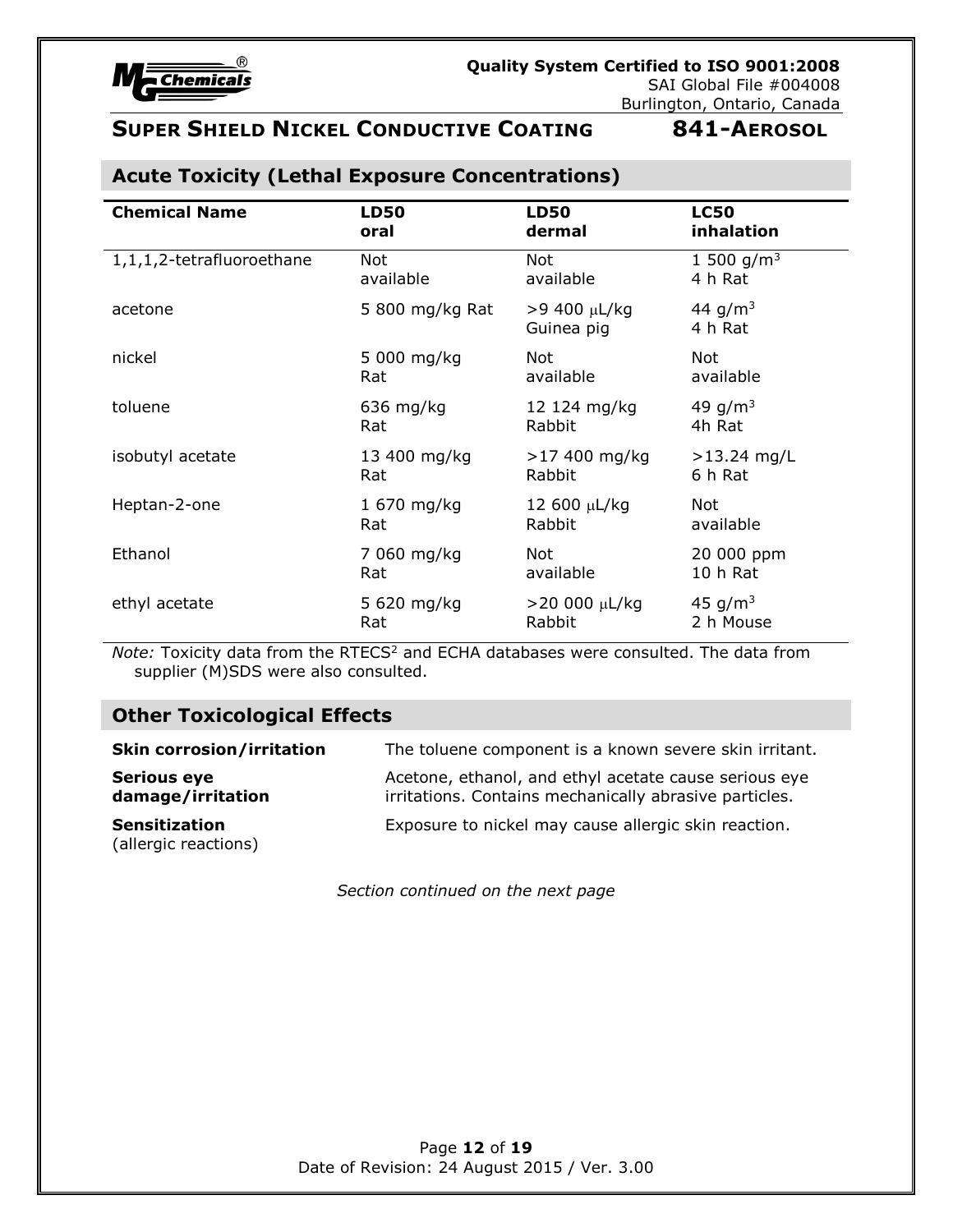## Acute Toxicity (Lethal Exposure Concentrations)

| Chemical Name | LD50 oral | LD50 dermal | LC50 inhalation |
|---|---|---|---|
| 1,1,1,2-tetrafluoroethane | Not available | Not available | 1 500 $g/m^3$ 4 h Rat |
| acetone | 5 800 mg/kg Rat | >9 400 μL/kg Guinea pig | 44 $g/m^3$ 4 h Rat |
| nickel | 5 000 mg/kg Rat | Not available | Not available |
| toluene | 636 mg/kg Rat | 12 124 mg/kg Rabbit | 49 $g/m^3$ 4h Rat |
| isobutyl acetate | 13 400 mg/kg Rat | >17 400 mg/kg Rabbit | >13.24 mg/L 6 h Rat |
| Heptan-2-one | 1 670 mg/kg Rat | 12 600 μL/kg Rabbit | Not available |
| Ethanol | 7 060 mg/kg Rat | Not available | 20 000 ppm 10 h Rat |
| ethyl acetate | 5 620 mg/kg Rat | >20 000 μL/kg Rabbit | 45 $g/m^3$ 2 h Mouse |

*Note:* Toxicity data from the RTECS[2] and ECHA databases were consulted. The data from supplier (M)SDS were also consulted.

## Other Toxicological Effects

**Skin corrosion/irritation** The toluene component is a known severe skin irritant.

**Serious eye damage/irritation** Acetone, ethanol, and ethyl acetate cause serious eye irritations. Contains mechanically abrasive particles.

**Sensitization** (allergic reactions) Exposure to nickel may cause allergic skin reaction.

*Section continued on the next page*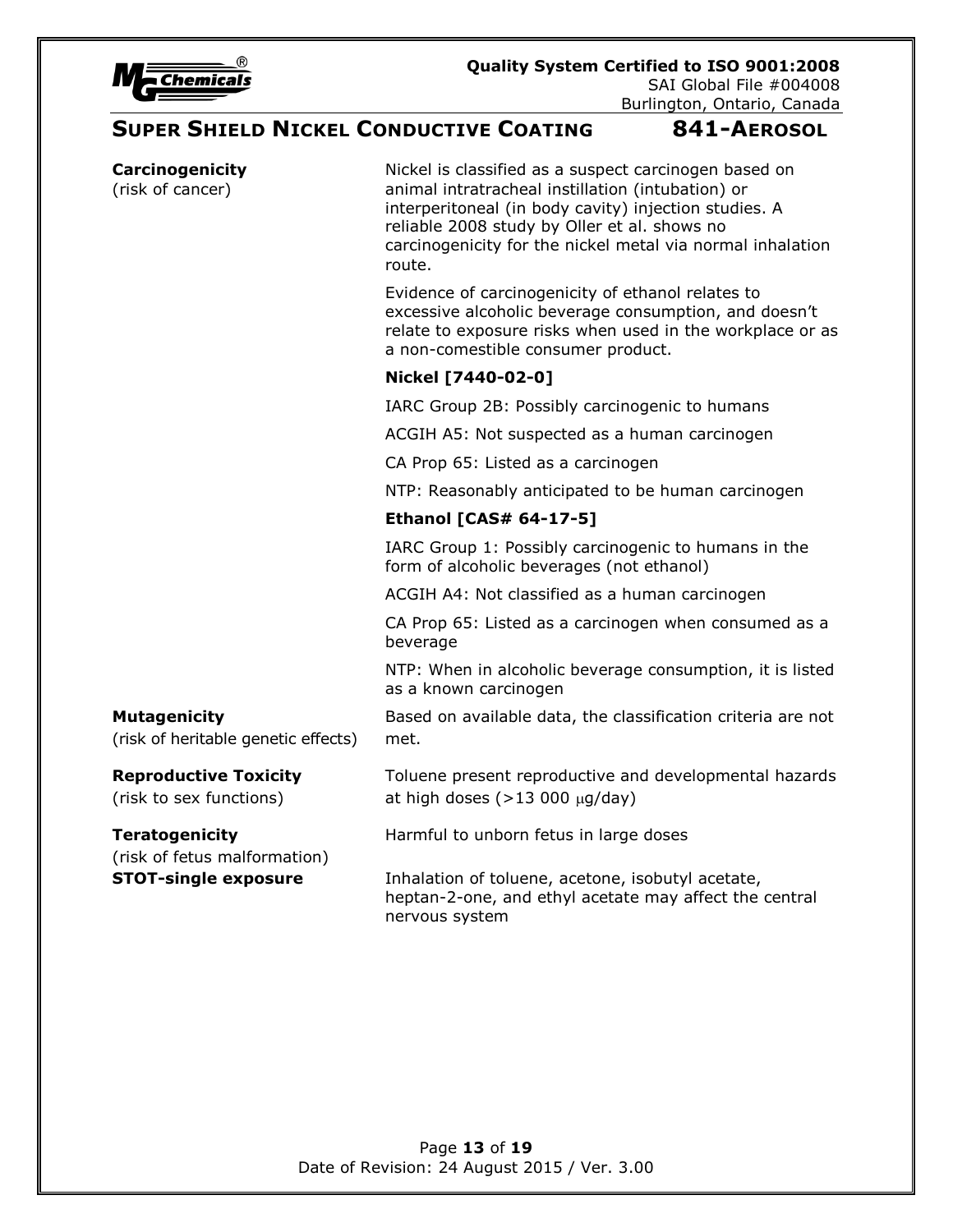**Carcinogenicity**
(risk of cancer)

Nickel is classified as a suspect carcinogen based on animal intratracheal instillation (intubation) or interperitoneal (in body cavity) injection studies. A reliable 2008 study by Oller et al. shows no carcinogenicity for the nickel metal via normal inhalation route.

Evidence of carcinogenicity of ethanol relates to excessive alcoholic beverage consumption, and doesn't relate to exposure risks when used in the workplace or as a non-comestible consumer product.

**Nickel [7440-02-0]**

IARC Group 2B: Possibly carcinogenic to humans

ACGIH A5: Not suspected as a human carcinogen

CA Prop 65: Listed as a carcinogen

NTP: Reasonably anticipated to be human carcinogen

**Ethanol [CAS# 64-17-5]**

IARC Group 1: Possibly carcinogenic to humans in the form of alcoholic beverages (not ethanol)

ACGIH A4: Not classified as a human carcinogen

CA Prop 65: Listed as a carcinogen when consumed as a beverage

NTP: When in alcoholic beverage consumption, it is listed as a known carcinogen

**Mutagenicity**
(risk of heritable genetic effects)

Based on available data, the classification criteria are not met.

**Reproductive Toxicity**
(risk to sex functions)

Toluene present reproductive and developmental hazards at high doses (>13 000 μg/day)

**Teratogenicity**
(risk of fetus malformation)

Harmful to unborn fetus in large doses

**STOT-single exposure**

Inhalation of toluene, acetone, isobutyl acetate, heptan-2-one, and ethyl acetate may affect the central nervous system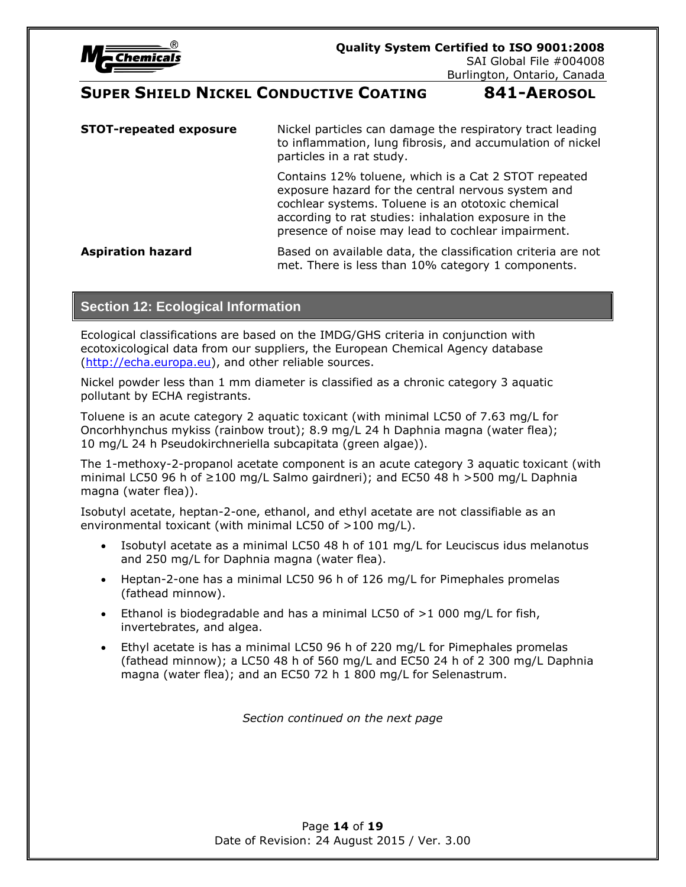| | |
|---|---|
| **STOT-repeated exposure** | Nickel particles can damage the respiratory tract leading to inflammation, lung fibrosis, and accumulation of nickel particles in a rat study.<br><br>Contains 12% toluene, which is a Cat 2 STOT repeated exposure hazard for the central nervous system and cochlear systems. Toluene is an ototoxic chemical according to rat studies: inhalation exposure in the presence of noise may lead to cochlear impairment. |
| **Aspiration hazard** | Based on available data, the classification criteria are not met. There is less than 10% category 1 components. |

## Section 12: Ecological Information

Ecological classifications are based on the IMDG/GHS criteria in conjunction with ecotoxicological data from our suppliers, the European Chemical Agency database (http://echa.europa.eu), and other reliable sources.

Nickel powder less than 1 mm diameter is classified as a chronic category 3 aquatic pollutant by ECHA registrants.

Toluene is an acute category 2 aquatic toxicant (with minimal LC50 of 7.63 mg/L for Oncorhhynchus mykiss (rainbow trout); 8.9 mg/L 24 h Daphnia magna (water flea); 10 mg/L 24 h Pseudokirchneriella subcapitata (green algae)).

The 1-methoxy-2-propanol acetate component is an acute category 3 aquatic toxicant (with minimal LC50 96 h of ≥100 mg/L Salmo gairdneri); and EC50 48 h >500 mg/L Daphnia magna (water flea)).

Isobutyl acetate, heptan-2-one, ethanol, and ethyl acetate are not classifiable as an environmental toxicant (with minimal LC50 of >100 mg/L).

- Isobutyl acetate as a minimal LC50 48 h of 101 mg/L for Leuciscus idus melanotus and 250 mg/L for Daphnia magna (water flea).
- Heptan-2-one has a minimal LC50 96 h of 126 mg/L for Pimephales promelas (fathead minnow).
- Ethanol is biodegradable and has a minimal LC50 of >1 000 mg/L for fish, invertebrates, and algea.
- Ethyl acetate is has a minimal LC50 96 h of 220 mg/L for Pimephales promelas (fathead minnow); a LC50 48 h of 560 mg/L and EC50 24 h of 2 300 mg/L Daphnia magna (water flea); and an EC50 72 h 1 800 mg/L for Selenastrum.

*Section continued on the next page*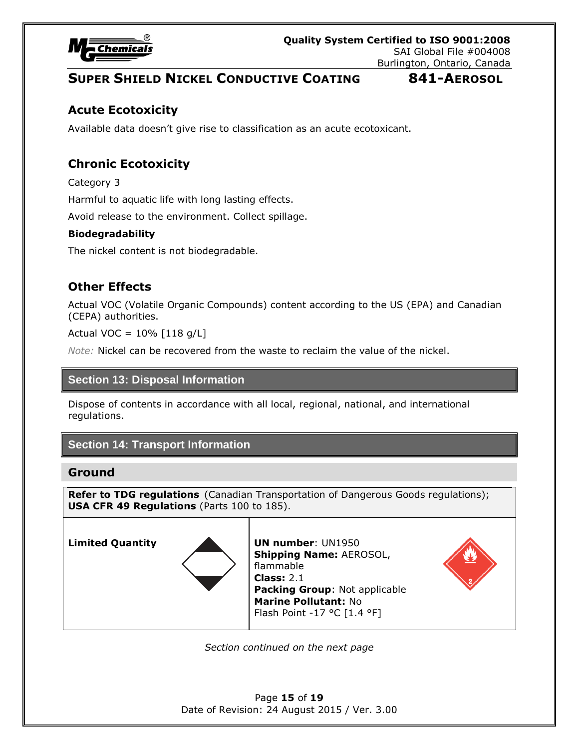## Acute Ecotoxicity

Available data doesn't give rise to classification as an acute ecotoxicant.

## Chronic Ecotoxicity

Category 3

Harmful to aquatic life with long lasting effects.

Avoid release to the environment. Collect spillage.

**Biodegradability**

The nickel content is not biodegradable.

## Other Effects

Actual VOC (Volatile Organic Compounds) content according to the US (EPA) and Canadian (CEPA) authorities.

Actual VOC = 10% [118 g/L]

*Note:* Nickel can be recovered from the waste to reclaim the value of the nickel.

# Section 13: Disposal Information

Dispose of contents in accordance with all local, regional, national, and international regulations.

# Section 14: Transport Information

## Ground

**Refer to TDG regulations** (Canadian Transportation of Dangerous Goods regulations); **USA CFR 49 Regulations** (Parts 100 to 185).

| **Limited Quantity** | **UN number**: UN1950<br>**Shipping Name:** AEROSOL, flammable<br>**Class:** 2.1<br>**Packing Group**: Not applicable<br>**Marine Pollutant:** No<br>Flash Point -17 °C [1.4 °F] |
|---|---|

*Section continued on the next page*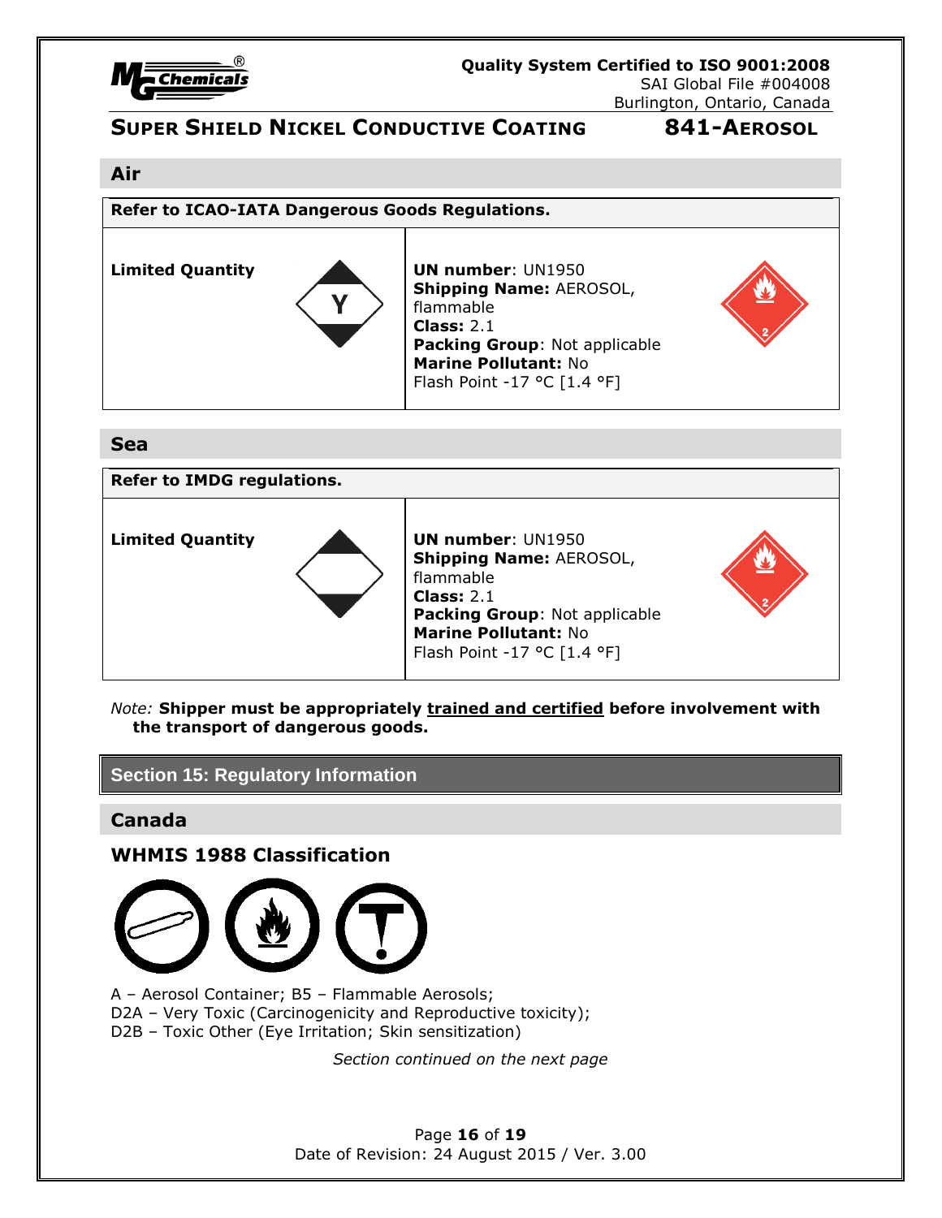## Air

| Refer to ICAO-IATA Dangerous Goods Regulations. | |
|---|---|
| **Limited Quantity** | **UN number**: UN1950<br>**Shipping Name:** AEROSOL, flammable<br>**Class:** 2.1<br>**Packing Group**: Not applicable<br>**Marine Pollutant:** No<br>Flash Point -17 °C [1.4 °F] |

## Sea

| Refer to IMDG regulations. | |
|---|---|
| **Limited Quantity** | **UN number**: UN1950<br>**Shipping Name:** AEROSOL, flammable<br>**Class:** 2.1<br>**Packing Group**: Not applicable<br>**Marine Pollutant:** No<br>Flash Point -17 °C [1.4 °F] |

*Note:* **Shipper must be appropriately trained and certified before involvement with the transport of dangerous goods.**

# Section 15: Regulatory Information

## Canada

### WHMIS 1988 Classification

A – Aerosol Container; B5 – Flammable Aerosols;
D2A – Very Toxic (Carcinogenicity and Reproductive toxicity);
D2B – Toxic Other (Eye Irritation; Skin sensitization)

*Section continued on the next page*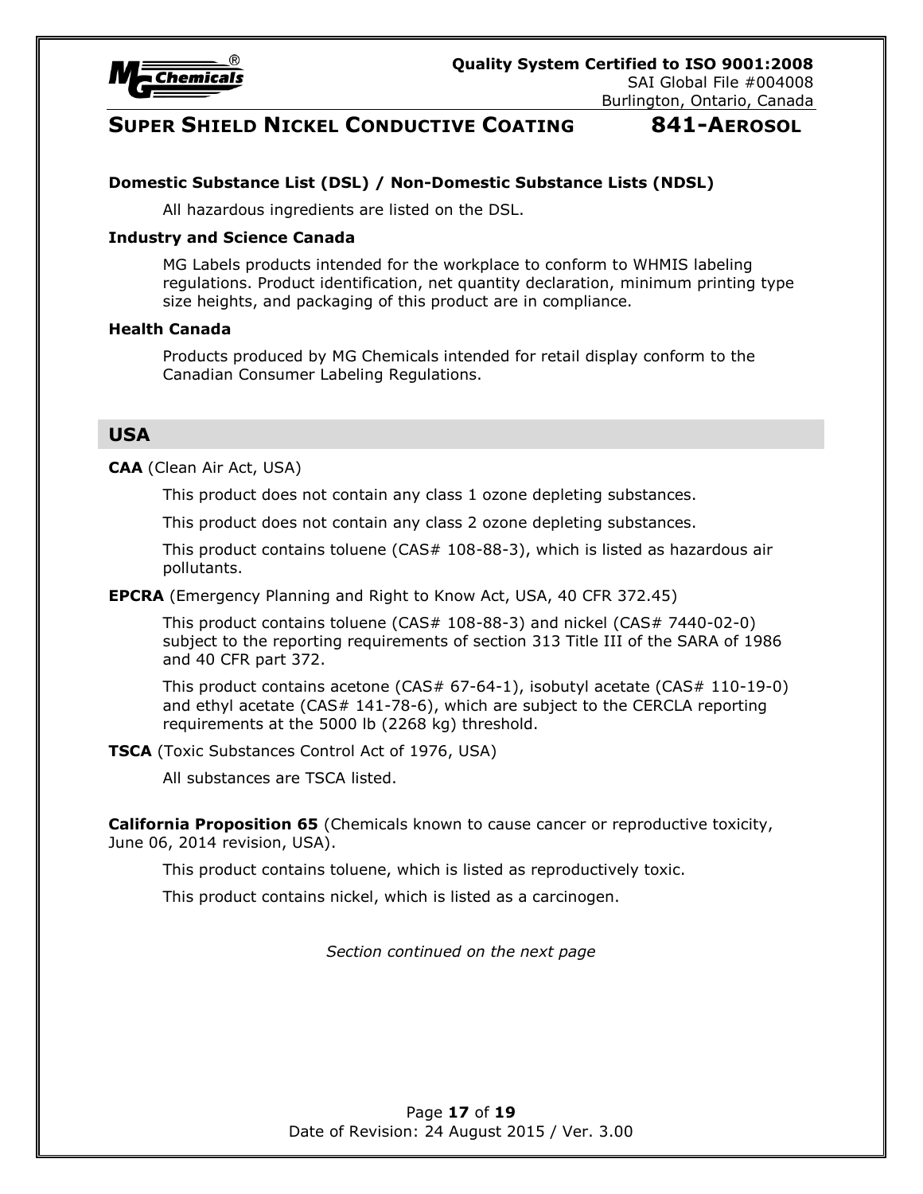**Domestic Substance List (DSL) / Non-Domestic Substance Lists (NDSL)**

All hazardous ingredients are listed on the DSL.

**Industry and Science Canada**

MG Labels products intended for the workplace to conform to WHMIS labeling regulations. Product identification, net quantity declaration, minimum printing type size heights, and packaging of this product are in compliance.

**Health Canada**

Products produced by MG Chemicals intended for retail display conform to the Canadian Consumer Labeling Regulations.

## USA

**CAA** (Clean Air Act, USA)

This product does not contain any class 1 ozone depleting substances.

This product does not contain any class 2 ozone depleting substances.

This product contains toluene (CAS# 108-88-3), which is listed as hazardous air pollutants.

**EPCRA** (Emergency Planning and Right to Know Act, USA, 40 CFR 372.45)

This product contains toluene (CAS# 108-88-3) and nickel (CAS# 7440-02-0) subject to the reporting requirements of section 313 Title III of the SARA of 1986 and 40 CFR part 372.

This product contains acetone (CAS# 67-64-1), isobutyl acetate (CAS# 110-19-0) and ethyl acetate (CAS# 141-78-6), which are subject to the CERCLA reporting requirements at the 5000 lb (2268 kg) threshold.

**TSCA** (Toxic Substances Control Act of 1976, USA)

All substances are TSCA listed.

**California Proposition 65** (Chemicals known to cause cancer or reproductive toxicity, June 06, 2014 revision, USA).

This product contains toluene, which is listed as reproductively toxic.

This product contains nickel, which is listed as a carcinogen.

*Section continued on the next page*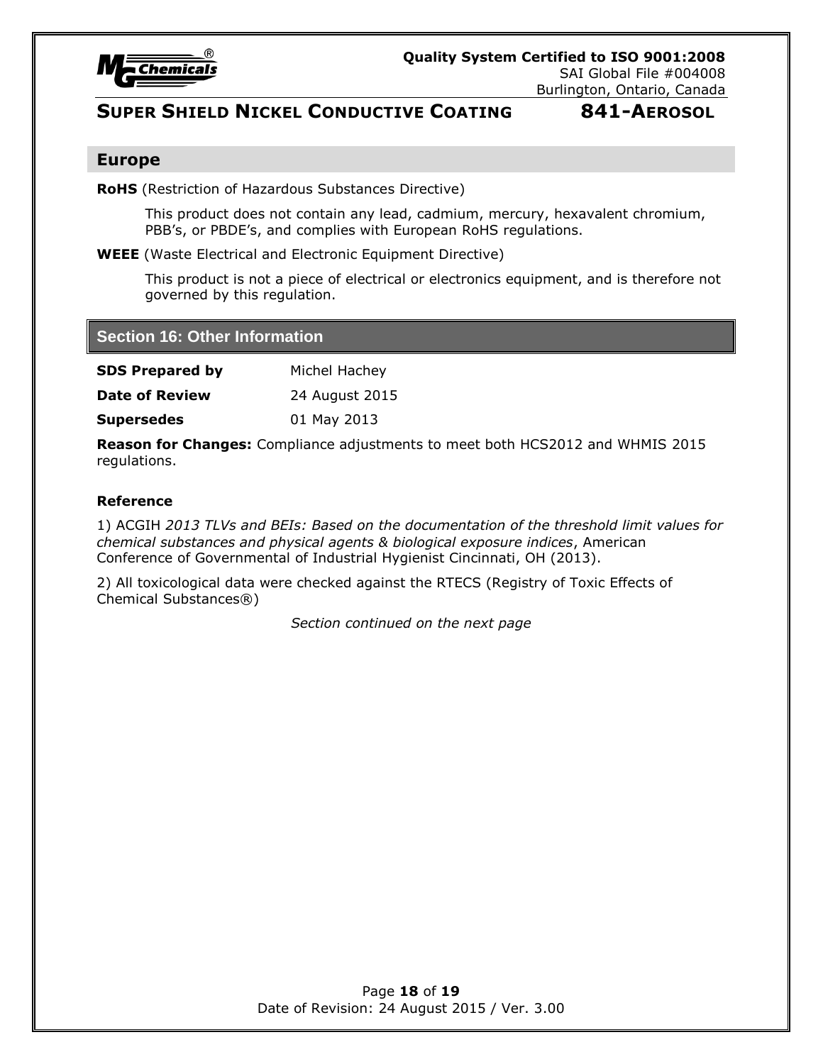## Europe

**RoHS** (Restriction of Hazardous Substances Directive)

This product does not contain any lead, cadmium, mercury, hexavalent chromium, PBB's, or PBDE's, and complies with European RoHS regulations.

**WEEE** (Waste Electrical and Electronic Equipment Directive)

This product is not a piece of electrical or electronics equipment, and is therefore not governed by this regulation.

## Section 16: Other Information

| | |
|---|---|
| **SDS Prepared by** | Michel Hachey |
| **Date of Review** | 24 August 2015 |
| **Supersedes** | 01 May 2013 |

**Reason for Changes:** Compliance adjustments to meet both HCS2012 and WHMIS 2015 regulations.

### Reference

1) ACGIH *2013 TLVs and BEIs: Based on the documentation of the threshold limit values for chemical substances and physical agents & biological exposure indices*, American Conference of Governmental of Industrial Hygienist Cincinnati, OH (2013).

2) All toxicological data were checked against the RTECS (Registry of Toxic Effects of Chemical Substances®)

*Section continued on the next page*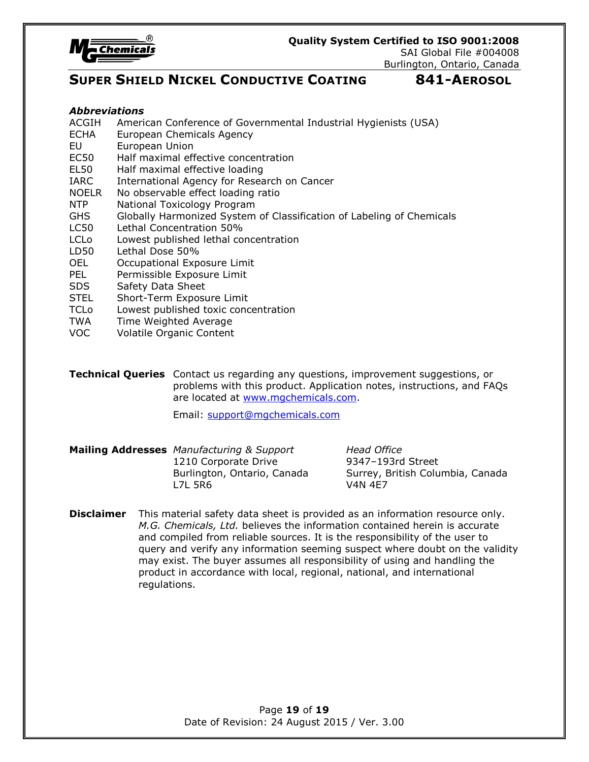### *Abbreviations*

| | |
|---|---|
| ACGIH | American Conference of Governmental Industrial Hygienists (USA) |
| ECHA | European Chemicals Agency |
| EU | European Union |
| EC50 | Half maximal effective concentration |
| EL50 | Half maximal effective loading |
| IARC | International Agency for Research on Cancer |
| NOELR | No observable effect loading ratio |
| NTP | National Toxicology Program |
| GHS | Globally Harmonized System of Classification of Labeling of Chemicals |
| LC50 | Lethal Concentration 50% |
| LCLo | Lowest published lethal concentration |
| LD50 | Lethal Dose 50% |
| OEL | Occupational Exposure Limit |
| PEL | Permissible Exposure Limit |
| SDS | Safety Data Sheet |
| STEL | Short-Term Exposure Limit |
| TCLo | Lowest published toxic concentration |
| TWA | Time Weighted Average |
| VOC | Volatile Organic Content |

**Technical Queries** Contact us regarding any questions, improvement suggestions, or problems with this product. Application notes, instructions, and FAQs are located at www.mgchemicals.com.

Email: support@mgchemicals.com

**Mailing Addresses**

*Manufacturing & Support*
1210 Corporate Drive
Burlington, Ontario, Canada
L7L 5R6

*Head Office*
9347–193rd Street
Surrey, British Columbia, Canada
V4N 4E7

**Disclaimer** This material safety data sheet is provided as an information resource only. *M.G. Chemicals, Ltd.* believes the information contained herein is accurate and compiled from reliable sources. It is the responsibility of the user to query and verify any information seeming suspect where doubt on the validity may exist. The buyer assumes all responsibility of using and handling the product in accordance with local, regional, national, and international regulations.

Date of Revision: 24 August 2015 / Ver. 3.00